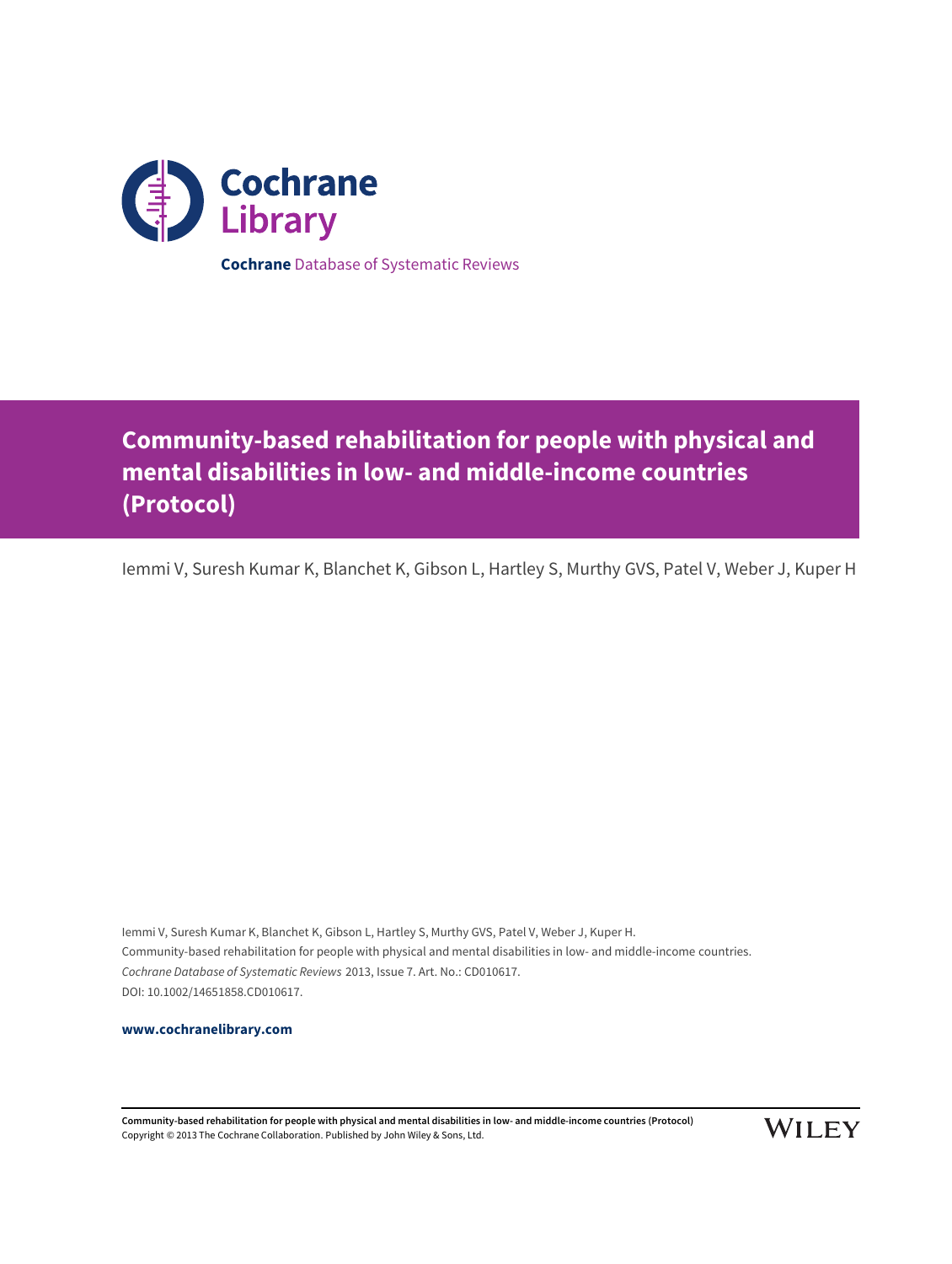**Cochrane** Database of Systematic Reviews

# Community-based rehabilitation for people with physical and mental disabilities in low- and middle-income countries (Protocol)

Iemmi V, Suresh Kumar K, Blanchet K, Gibson L, Hartley S, Murthy GVS, Patel V, Weber J, Kuper H

Iemmi V, Suresh Kumar K, Blanchet K, Gibson L, Hartley S, Murthy GVS, Patel V, Weber J, Kuper H.
Community-based rehabilitation for people with physical and mental disabilities in low- and middle-income countries.
*Cochrane Database of Systematic Reviews* 2013, Issue 7. Art. No.: CD010617.
DOI: 10.1002/14651858.CD010617.

**www.cochranelibrary.com**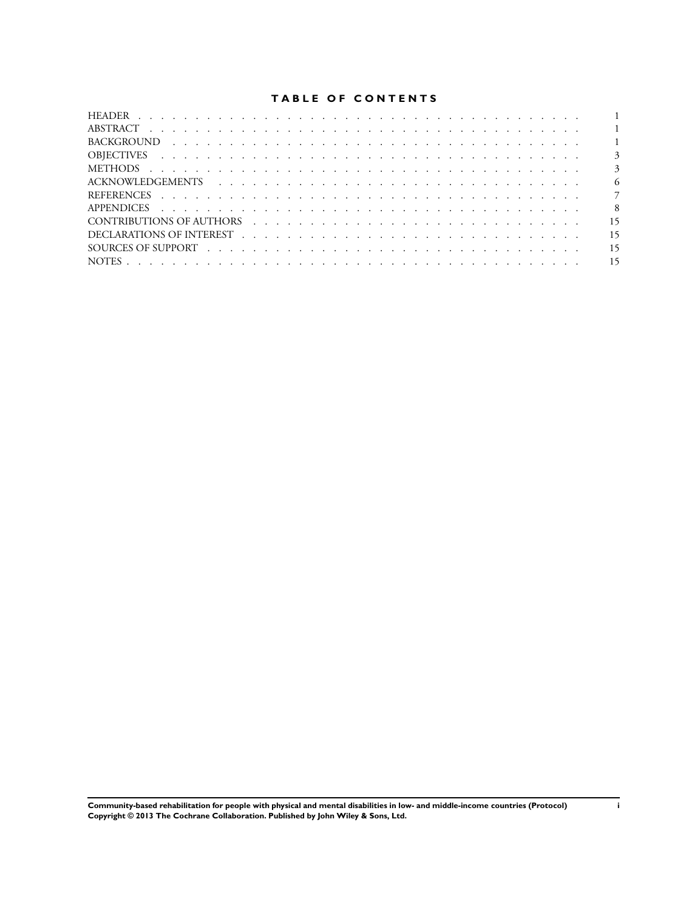# TABLE OF CONTENTS

| | |
|---|---|
| HEADER | 1 |
| ABSTRACT | 1 |
| BACKGROUND | 1 |
| OBJECTIVES | 3 |
| METHODS | 3 |
| ACKNOWLEDGEMENTS | 6 |
| REFERENCES | 7 |
| APPENDICES | 8 |
| CONTRIBUTIONS OF AUTHORS | 15 |
| DECLARATIONS OF INTEREST | 15 |
| SOURCES OF SUPPORT | 15 |
| NOTES | 15 |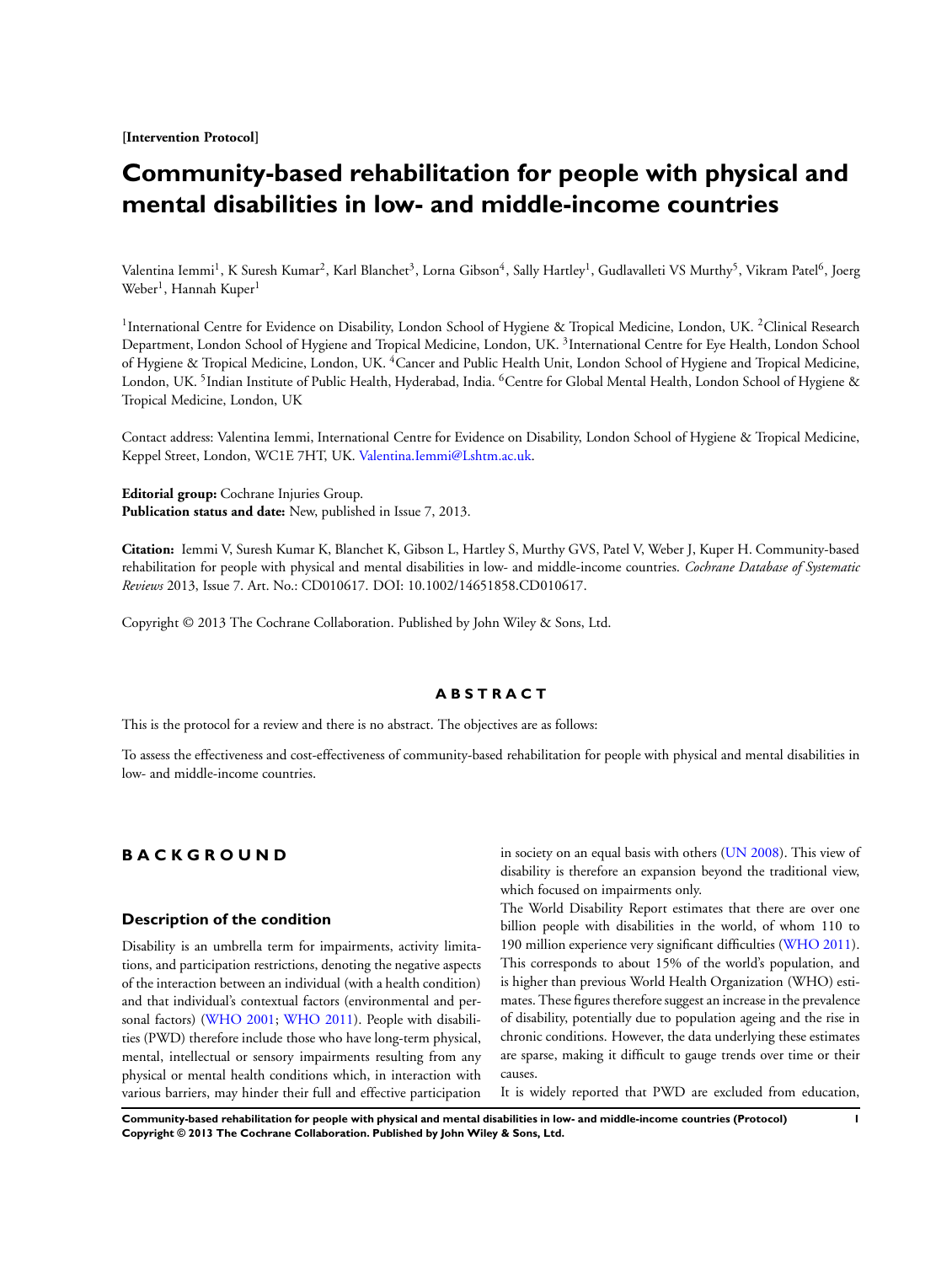**[Intervention Protocol]**

# Community-based rehabilitation for people with physical and mental disabilities in low- and middle-income countries

Valentina Iemmi[1], K Suresh Kumar[2], Karl Blanchet[3], Lorna Gibson[4], Sally Hartley[1], Gudlavalleti VS Murthy[5], Vikram Patel[6], Joerg Weber[1], Hannah Kuper[1]

[1]International Centre for Evidence on Disability, London School of Hygiene & Tropical Medicine, London, UK. [2]Clinical Research Department, London School of Hygiene and Tropical Medicine, London, UK. [3]International Centre for Eye Health, London School of Hygiene & Tropical Medicine, London, UK. [4]Cancer and Public Health Unit, London School of Hygiene and Tropical Medicine, London, UK. [5]Indian Institute of Public Health, Hyderabad, India. [6]Centre for Global Mental Health, London School of Hygiene & Tropical Medicine, London, UK

Contact address: Valentina Iemmi, International Centre for Evidence on Disability, London School of Hygiene & Tropical Medicine, Keppel Street, London, WC1E 7HT, UK. Valentina.Iemmi@Lshtm.ac.uk.

**Editorial group:** Cochrane Injuries Group.
**Publication status and date:** New, published in Issue 7, 2013.

**Citation:** Iemmi V, Suresh Kumar K, Blanchet K, Gibson L, Hartley S, Murthy GVS, Patel V, Weber J, Kuper H. Community-based rehabilitation for people with physical and mental disabilities in low- and middle-income countries. *Cochrane Database of Systematic Reviews* 2013, Issue 7. Art. No.: CD010617. DOI: 10.1002/14651858.CD010617.

Copyright © 2013 The Cochrane Collaboration. Published by John Wiley & Sons, Ltd.

## ABSTRACT

This is the protocol for a review and there is no abstract. The objectives are as follows:

To assess the effectiveness and cost-effectiveness of community-based rehabilitation for people with physical and mental disabilities in low- and middle-income countries.

## BACKGROUND

### Description of the condition

Disability is an umbrella term for impairments, activity limitations, and participation restrictions, denoting the negative aspects of the interaction between an individual (with a health condition) and that individual's contextual factors (environmental and personal factors) (WHO 2001; WHO 2011). People with disabilities (PWD) therefore include those who have long-term physical, mental, intellectual or sensory impairments resulting from any physical or mental health conditions which, in interaction with various barriers, may hinder their full and effective participation in society on an equal basis with others (UN 2008). This view of disability is therefore an expansion beyond the traditional view, which focused on impairments only.

The World Disability Report estimates that there are over one billion people with disabilities in the world, of whom 110 to 190 million experience very significant difficulties (WHO 2011). This corresponds to about 15% of the world's population, and is higher than previous World Health Organization (WHO) estimates. These figures therefore suggest an increase in the prevalence of disability, potentially due to population ageing and the rise in chronic conditions. However, the data underlying these estimates are sparse, making it difficult to gauge trends over time or their causes.

It is widely reported that PWD are excluded from education,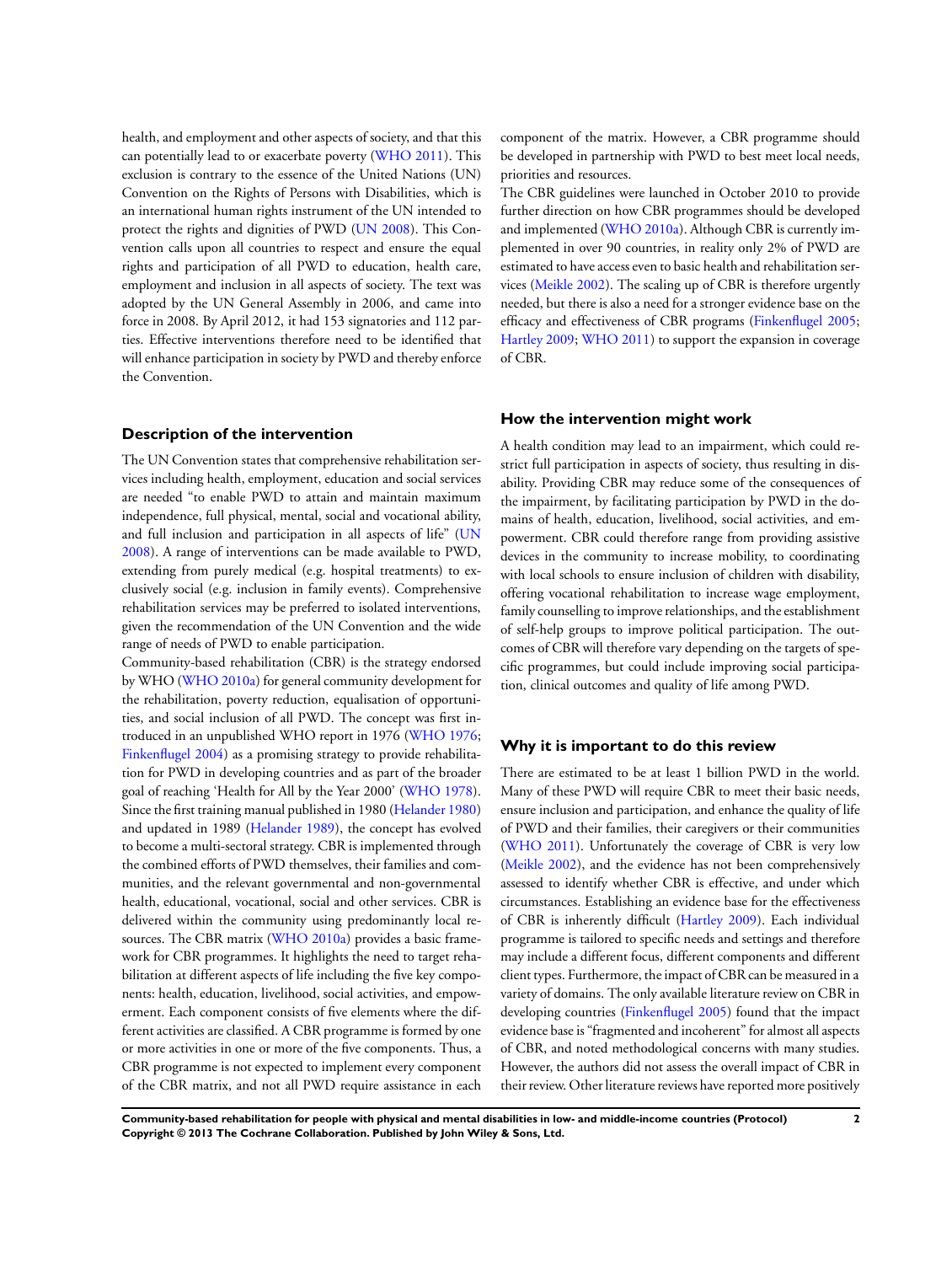health, and employment and other aspects of society, and that this can potentially lead to or exacerbate poverty (WHO 2011). This exclusion is contrary to the essence of the United Nations (UN) Convention on the Rights of Persons with Disabilities, which is an international human rights instrument of the UN intended to protect the rights and dignities of PWD (UN 2008). This Convention calls upon all countries to respect and ensure the equal rights and participation of all PWD to education, health care, employment and inclusion in all aspects of society. The text was adopted by the UN General Assembly in 2006, and came into force in 2008. By April 2012, it had 153 signatories and 112 parties. Effective interventions therefore need to be identified that will enhance participation in society by PWD and thereby enforce the Convention.

### Description of the intervention

The UN Convention states that comprehensive rehabilitation services including health, employment, education and social services are needed "to enable PWD to attain and maintain maximum independence, full physical, mental, social and vocational ability, and full inclusion and participation in all aspects of life" (UN 2008). A range of interventions can be made available to PWD, extending from purely medical (e.g. hospital treatments) to exclusively social (e.g. inclusion in family events). Comprehensive rehabilitation services may be preferred to isolated interventions, given the recommendation of the UN Convention and the wide range of needs of PWD to enable participation.

Community-based rehabilitation (CBR) is the strategy endorsed by WHO (WHO 2010a) for general community development for the rehabilitation, poverty reduction, equalisation of opportunities, and social inclusion of all PWD. The concept was first introduced in an unpublished WHO report in 1976 (WHO 1976; Finkenflugel 2004) as a promising strategy to provide rehabilitation for PWD in developing countries and as part of the broader goal of reaching 'Health for All by the Year 2000' (WHO 1978). Since the first training manual published in 1980 (Helander 1980) and updated in 1989 (Helander 1989), the concept has evolved to become a multi-sectoral strategy. CBR is implemented through the combined efforts of PWD themselves, their families and communities, and the relevant governmental and non-governmental health, educational, vocational, social and other services. CBR is delivered within the community using predominantly local resources. The CBR matrix (WHO 2010a) provides a basic framework for CBR programmes. It highlights the need to target rehabilitation at different aspects of life including the five key components: health, education, livelihood, social activities, and empowerment. Each component consists of five elements where the different activities are classified. A CBR programme is formed by one or more activities in one or more of the five components. Thus, a CBR programme is not expected to implement every component of the CBR matrix, and not all PWD require assistance in each component of the matrix. However, a CBR programme should be developed in partnership with PWD to best meet local needs, priorities and resources.

The CBR guidelines were launched in October 2010 to provide further direction on how CBR programmes should be developed and implemented (WHO 2010a). Although CBR is currently implemented in over 90 countries, in reality only 2% of PWD are estimated to have access even to basic health and rehabilitation services (Meikle 2002). The scaling up of CBR is therefore urgently needed, but there is also a need for a stronger evidence base on the efficacy and effectiveness of CBR programs (Finkenflugel 2005; Hartley 2009; WHO 2011) to support the expansion in coverage of CBR.

### How the intervention might work

A health condition may lead to an impairment, which could restrict full participation in aspects of society, thus resulting in disability. Providing CBR may reduce some of the consequences of the impairment, by facilitating participation by PWD in the domains of health, education, livelihood, social activities, and empowerment. CBR could therefore range from providing assistive devices in the community to increase mobility, to coordinating with local schools to ensure inclusion of children with disability, offering vocational rehabilitation to increase wage employment, family counselling to improve relationships, and the establishment of self-help groups to improve political participation. The outcomes of CBR will therefore vary depending on the targets of specific programmes, but could include improving social participation, clinical outcomes and quality of life among PWD.

### Why it is important to do this review

There are estimated to be at least 1 billion PWD in the world. Many of these PWD will require CBR to meet their basic needs, ensure inclusion and participation, and enhance the quality of life of PWD and their families, their caregivers or their communities (WHO 2011). Unfortunately the coverage of CBR is very low (Meikle 2002), and the evidence has not been comprehensively assessed to identify whether CBR is effective, and under which circumstances. Establishing an evidence base for the effectiveness of CBR is inherently difficult (Hartley 2009). Each individual programme is tailored to specific needs and settings and therefore may include a different focus, different components and different client types. Furthermore, the impact of CBR can be measured in a variety of domains. The only available literature review on CBR in developing countries (Finkenflugel 2005) found that the impact evidence base is "fragmented and incoherent" for almost all aspects of CBR, and noted methodological concerns with many studies. However, the authors did not assess the overall impact of CBR in their review. Other literature reviews have reported more positively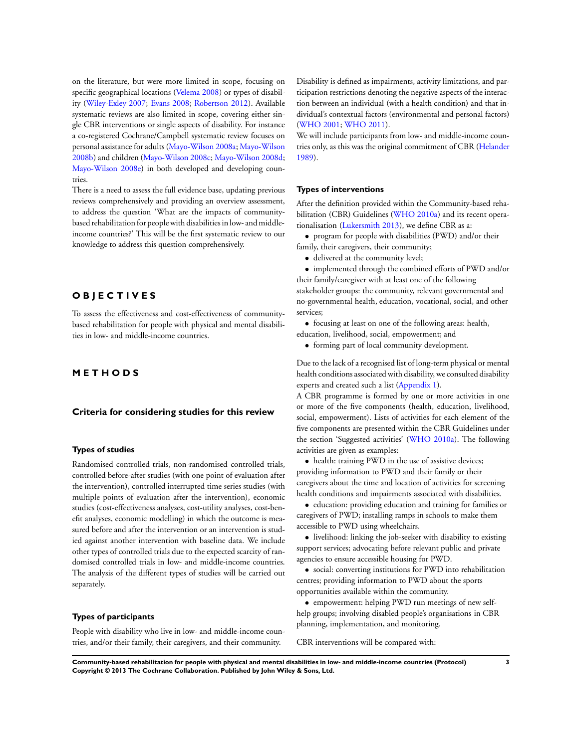on the literature, but were more limited in scope, focusing on specific geographical locations (Velema 2008) or types of disability (Wiley-Exley 2007; Evans 2008; Robertson 2012). Available systematic reviews are also limited in scope, covering either single CBR interventions or single aspects of disability. For instance a co-registered Cochrane/Campbell systematic review focuses on personal assistance for adults (Mayo-Wilson 2008a; Mayo-Wilson 2008b) and children (Mayo-Wilson 2008c; Mayo-Wilson 2008d; Mayo-Wilson 2008e) in both developed and developing countries.

There is a need to assess the full evidence base, updating previous reviews comprehensively and providing an overview assessment, to address the question 'What are the impacts of community-based rehabilitation for people with disabilities in low- and middle-income countries?' This will be the first systematic review to our knowledge to address this question comprehensively.

# OBJECTIVES

To assess the effectiveness and cost-effectiveness of community-based rehabilitation for people with physical and mental disabilities in low- and middle-income countries.

# METHODS

## Criteria for considering studies for this review

### Types of studies

Randomised controlled trials, non-randomised controlled trials, controlled before-after studies (with one point of evaluation after the intervention), controlled interrupted time series studies (with multiple points of evaluation after the intervention), economic studies (cost-effectiveness analyses, cost-utility analyses, cost-benefit analyses, economic modelling) in which the outcome is measured before and after the intervention or an intervention is studied against another intervention with baseline data. We include other types of controlled trials due to the expected scarcity of randomised controlled trials in low- and middle-income countries. The analysis of the different types of studies will be carried out separately.

### Types of participants

People with disability who live in low- and middle-income countries, and/or their family, their caregivers, and their community.

Disability is defined as impairments, activity limitations, and participation restrictions denoting the negative aspects of the interaction between an individual (with a health condition) and that individual's contextual factors (environmental and personal factors) (WHO 2001; WHO 2011).

We will include participants from low- and middle-income countries only, as this was the original commitment of CBR (Helander 1989).

### Types of interventions

After the definition provided within the Community-based rehabilitation (CBR) Guidelines (WHO 2010a) and its recent operationalisation (Lukersmith 2013), we define CBR as a:

- program for people with disabilities (PWD) and/or their family, their caregivers, their community;
- delivered at the community level;
- implemented through the combined efforts of PWD and/or their family/caregiver with at least one of the following stakeholder groups: the community, relevant governmental and no-governmental health, education, vocational, social, and other services;
- focusing at least on one of the following areas: health, education, livelihood, social, empowerment; and
- forming part of local community development.

Due to the lack of a recognised list of long-term physical or mental health conditions associated with disability, we consulted disability experts and created such a list (Appendix 1).

A CBR programme is formed by one or more activities in one or more of the five components (health, education, livelihood, social, empowerment). Lists of activities for each element of the five components are presented within the CBR Guidelines under the section 'Suggested activities' (WHO 2010a). The following activities are given as examples:

- health: training PWD in the use of assistive devices; providing information to PWD and their family or their caregivers about the time and location of activities for screening health conditions and impairments associated with disabilities.
- education: providing education and training for families or caregivers of PWD; installing ramps in schools to make them accessible to PWD using wheelchairs.
- livelihood: linking the job-seeker with disability to existing support services; advocating before relevant public and private agencies to ensure accessible housing for PWD.
- social: converting institutions for PWD into rehabilitation centres; providing information to PWD about the sports opportunities available within the community.
- empowerment: helping PWD run meetings of new self-help groups; involving disabled people's organisations in CBR planning, implementation, and monitoring.

CBR interventions will be compared with: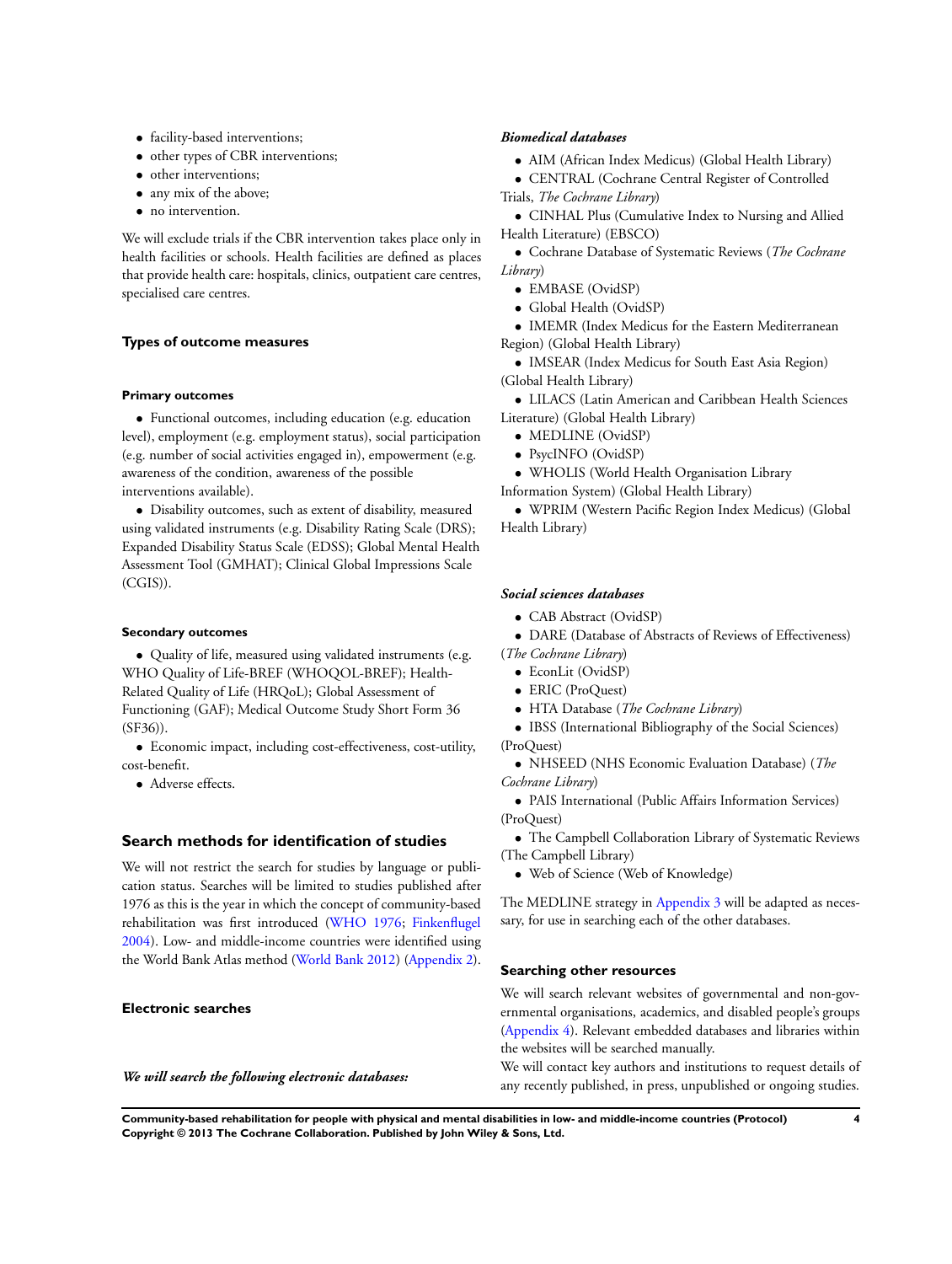- facility-based interventions;
- other types of CBR interventions;
- other interventions;
- any mix of the above;
- no intervention.

We will exclude trials if the CBR intervention takes place only in health facilities or schools. Health facilities are defined as places that provide health care: hospitals, clinics, outpatient care centres, specialised care centres.

### Types of outcome measures

#### Primary outcomes

- Functional outcomes, including education (e.g. education level), employment (e.g. employment status), social participation (e.g. number of social activities engaged in), empowerment (e.g. awareness of the condition, awareness of the possible interventions available).
- Disability outcomes, such as extent of disability, measured using validated instruments (e.g. Disability Rating Scale (DRS); Expanded Disability Status Scale (EDSS); Global Mental Health Assessment Tool (GMHAT); Clinical Global Impressions Scale (CGIS)).

#### Secondary outcomes

- Quality of life, measured using validated instruments (e.g. WHO Quality of Life-BREF (WHOQOL-BREF); Health-Related Quality of Life (HRQoL); Global Assessment of Functioning (GAF); Medical Outcome Study Short Form 36 (SF36)).
- Economic impact, including cost-effectiveness, cost-utility, cost-benefit.
- Adverse effects.

## Search methods for identification of studies

We will not restrict the search for studies by language or publication status. Searches will be limited to studies published after 1976 as this is the year in which the concept of community-based rehabilitation was first introduced (WHO 1976; Finkenflugel 2004). Low- and middle-income countries were identified using the World Bank Atlas method (World Bank 2012) (Appendix 2).

### Electronic searches

***We will search the following electronic databases:***

***Biomedical databases***

- AIM (African Index Medicus) (Global Health Library)
- CENTRAL (Cochrane Central Register of Controlled Trials, *The Cochrane Library*)
- CINHAL Plus (Cumulative Index to Nursing and Allied Health Literature) (EBSCO)
- Cochrane Database of Systematic Reviews (*The Cochrane Library*)
- EMBASE (OvidSP)
- Global Health (OvidSP)
- IMEMR (Index Medicus for the Eastern Mediterranean Region) (Global Health Library)
- IMSEAR (Index Medicus for South East Asia Region) (Global Health Library)
- LILACS (Latin American and Caribbean Health Sciences Literature) (Global Health Library)
- MEDLINE (OvidSP)
- PsycINFO (OvidSP)
- WHOLIS (World Health Organisation Library Information System) (Global Health Library)
- WPRIM (Western Pacific Region Index Medicus) (Global Health Library)

***Social sciences databases***

- CAB Abstract (OvidSP)
- DARE (Database of Abstracts of Reviews of Effectiveness) (*The Cochrane Library*)
- EconLit (OvidSP)
- ERIC (ProQuest)
- HTA Database (*The Cochrane Library*)
- IBSS (International Bibliography of the Social Sciences) (ProQuest)
- NHSEED (NHS Economic Evaluation Database) (*The Cochrane Library*)
- PAIS International (Public Affairs Information Services) (ProQuest)
- The Campbell Collaboration Library of Systematic Reviews (The Campbell Library)
- Web of Science (Web of Knowledge)

The MEDLINE strategy in Appendix 3 will be adapted as necessary, for use in searching each of the other databases.

### Searching other resources

We will search relevant websites of governmental and non-governmental organisations, academics, and disabled people's groups (Appendix 4). Relevant embedded databases and libraries within the websites will be searched manually.

We will contact key authors and institutions to request details of any recently published, in press, unpublished or ongoing studies.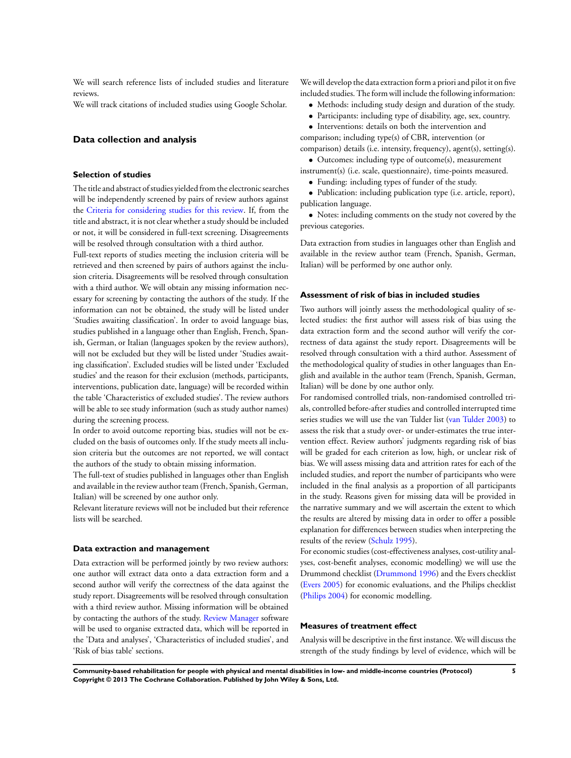We will search reference lists of included studies and literature reviews.

We will track citations of included studies using Google Scholar.

## Data collection and analysis

### Selection of studies

The title and abstract of studies yielded from the electronic searches will be independently screened by pairs of review authors against the Criteria for considering studies for this review. If, from the title and abstract, it is not clear whether a study should be included or not, it will be considered in full-text screening. Disagreements will be resolved through consultation with a third author.

Full-text reports of studies meeting the inclusion criteria will be retrieved and then screened by pairs of authors against the inclusion criteria. Disagreements will be resolved through consultation with a third author. We will obtain any missing information necessary for screening by contacting the authors of the study. If the information can not be obtained, the study will be listed under 'Studies awaiting classification'. In order to avoid language bias, studies published in a language other than English, French, Spanish, German, or Italian (languages spoken by the review authors), will not be excluded but they will be listed under 'Studies awaiting classification'. Excluded studies will be listed under 'Excluded studies' and the reason for their exclusion (methods, participants, interventions, publication date, language) will be recorded within the table 'Characteristics of excluded studies'. The review authors will be able to see study information (such as study author names) during the screening process.

In order to avoid outcome reporting bias, studies will not be excluded on the basis of outcomes only. If the study meets all inclusion criteria but the outcomes are not reported, we will contact the authors of the study to obtain missing information.

The full-text of studies published in languages other than English and available in the review author team (French, Spanish, German, Italian) will be screened by one author only.

Relevant literature reviews will not be included but their reference lists will be searched.

### Data extraction and management

Data extraction will be performed jointly by two review authors: one author will extract data onto a data extraction form and a second author will verify the correctness of the data against the study report. Disagreements will be resolved through consultation with a third review author. Missing information will be obtained by contacting the authors of the study. Review Manager software will be used to organise extracted data, which will be reported in the 'Data and analyses', 'Characteristics of included studies', and 'Risk of bias table' sections.

We will develop the data extraction form a priori and pilot it on five included studies. The form will include the following information:

- Methods: including study design and duration of the study.
- Participants: including type of disability, age, sex, country.
- Interventions: details on both the intervention and comparison; including type(s) of CBR, intervention (or comparison) details (i.e. intensity, frequency), agent(s), setting(s).
- Outcomes: including type of outcome(s), measurement instrument(s) (i.e. scale, questionnaire), time-points measured.
- Funding: including types of funder of the study.
- Publication: including publication type (i.e. article, report), publication language.
- Notes: including comments on the study not covered by the previous categories.

Data extraction from studies in languages other than English and available in the review author team (French, Spanish, German, Italian) will be performed by one author only.

### Assessment of risk of bias in included studies

Two authors will jointly assess the methodological quality of selected studies: the first author will assess risk of bias using the data extraction form and the second author will verify the correctness of data against the study report. Disagreements will be resolved through consultation with a third author. Assessment of the methodological quality of studies in other languages than English and available in the author team (French, Spanish, German, Italian) will be done by one author only.

For randomised controlled trials, non-randomised controlled trials, controlled before-after studies and controlled interrupted time series studies we will use the van Tulder list (van Tulder 2003) to assess the risk that a study over- or under-estimates the true intervention effect. Review authors' judgments regarding risk of bias will be graded for each criterion as low, high, or unclear risk of bias. We will assess missing data and attrition rates for each of the included studies, and report the number of participants who were included in the final analysis as a proportion of all participants in the study. Reasons given for missing data will be provided in the narrative summary and we will ascertain the extent to which the results are altered by missing data in order to offer a possible explanation for differences between studies when interpreting the results of the review (Schulz 1995).

For economic studies (cost-effectiveness analyses, cost-utility analyses, cost-benefit analyses, economic modelling) we will use the Drummond checklist (Drummond 1996) and the Evers checklist (Evers 2005) for economic evaluations, and the Philips checklist (Philips 2004) for economic modelling.

### Measures of treatment effect

Analysis will be descriptive in the first instance. We will discuss the strength of the study findings by level of evidence, which will be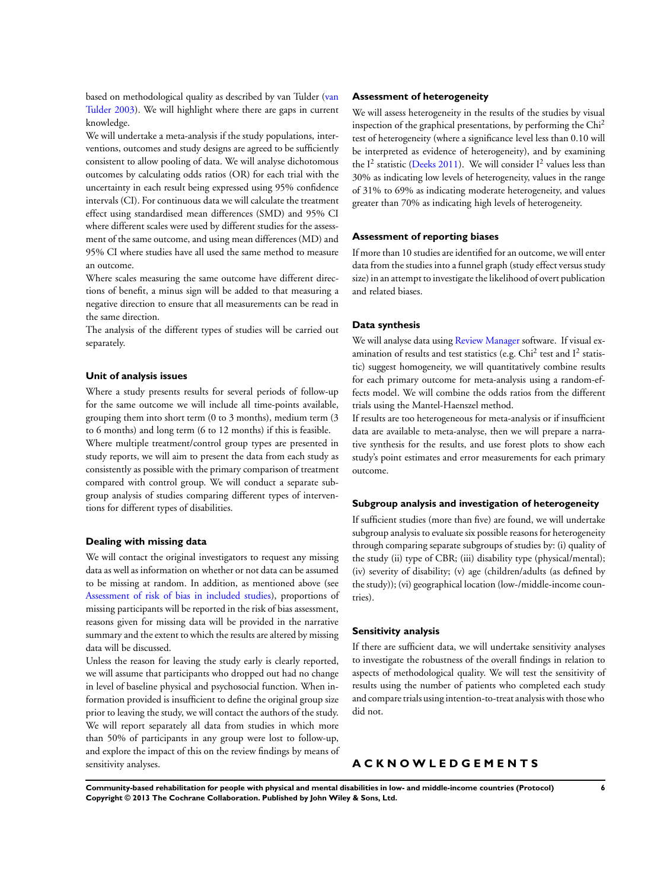based on methodological quality as described by van Tulder (van Tulder 2003). We will highlight where there are gaps in current knowledge.

We will undertake a meta-analysis if the study populations, interventions, outcomes and study designs are agreed to be sufficiently consistent to allow pooling of data. We will analyse dichotomous outcomes by calculating odds ratios (OR) for each trial with the uncertainty in each result being expressed using 95% confidence intervals (CI). For continuous data we will calculate the treatment effect using standardised mean differences (SMD) and 95% CI where different scales were used by different studies for the assessment of the same outcome, and using mean differences (MD) and 95% CI where studies have all used the same method to measure an outcome.

Where scales measuring the same outcome have different directions of benefit, a minus sign will be added to that measuring a negative direction to ensure that all measurements can be read in the same direction.

The analysis of the different types of studies will be carried out separately.

### Unit of analysis issues

Where a study presents results for several periods of follow-up for the same outcome we will include all time-points available, grouping them into short term (0 to 3 months), medium term (3 to 6 months) and long term (6 to 12 months) if this is feasible.

Where multiple treatment/control group types are presented in study reports, we will aim to present the data from each study as consistently as possible with the primary comparison of treatment compared with control group. We will conduct a separate subgroup analysis of studies comparing different types of interventions for different types of disabilities.

### Dealing with missing data

We will contact the original investigators to request any missing data as well as information on whether or not data can be assumed to be missing at random. In addition, as mentioned above (see Assessment of risk of bias in included studies), proportions of missing participants will be reported in the risk of bias assessment, reasons given for missing data will be provided in the narrative summary and the extent to which the results are altered by missing data will be discussed.

Unless the reason for leaving the study early is clearly reported, we will assume that participants who dropped out had no change in level of baseline physical and psychosocial function. When information provided is insufficient to define the original group size prior to leaving the study, we will contact the authors of the study. We will report separately all data from studies in which more than 50% of participants in any group were lost to follow-up, and explore the impact of this on the review findings by means of sensitivity analyses.

### Assessment of heterogeneity

We will assess heterogeneity in the results of the studies by visual inspection of the graphical presentations, by performing the $Chi^2$ test of heterogeneity (where a significance level less than 0.10 will be interpreted as evidence of heterogeneity), and by examining the $I^2$ statistic (Deeks 2011). We will consider $I^2$ values less than 30% as indicating low levels of heterogeneity, values in the range of 31% to 69% as indicating moderate heterogeneity, and values greater than 70% as indicating high levels of heterogeneity.

### Assessment of reporting biases

If more than 10 studies are identified for an outcome, we will enter data from the studies into a funnel graph (study effect versus study size) in an attempt to investigate the likelihood of overt publication and related biases.

### Data synthesis

We will analyse data using Review Manager software. If visual examination of results and test statistics (e.g. $Chi^2$ test and $I^2$ statistic) suggest homogeneity, we will quantitatively combine results for each primary outcome for meta-analysis using a random-effects model. We will combine the odds ratios from the different trials using the Mantel-Haenszel method.

If results are too heterogeneous for meta-analysis or if insufficient data are available to meta-analyse, then we will prepare a narrative synthesis for the results, and use forest plots to show each study's point estimates and error measurements for each primary outcome.

### Subgroup analysis and investigation of heterogeneity

If sufficient studies (more than five) are found, we will undertake subgroup analysis to evaluate six possible reasons for heterogeneity through comparing separate subgroups of studies by: (i) quality of the study (ii) type of CBR; (iii) disability type (physical/mental); (iv) severity of disability; (v) age (children/adults (as defined by the study)); (vi) geographical location (low-/middle-income countries).

### Sensitivity analysis

If there are sufficient data, we will undertake sensitivity analyses to investigate the robustness of the overall findings in relation to aspects of methodological quality. We will test the sensitivity of results using the number of patients who completed each study and compare trials using intention-to-treat analysis with those who did not.

## A C K N O W L E D G E M E N T S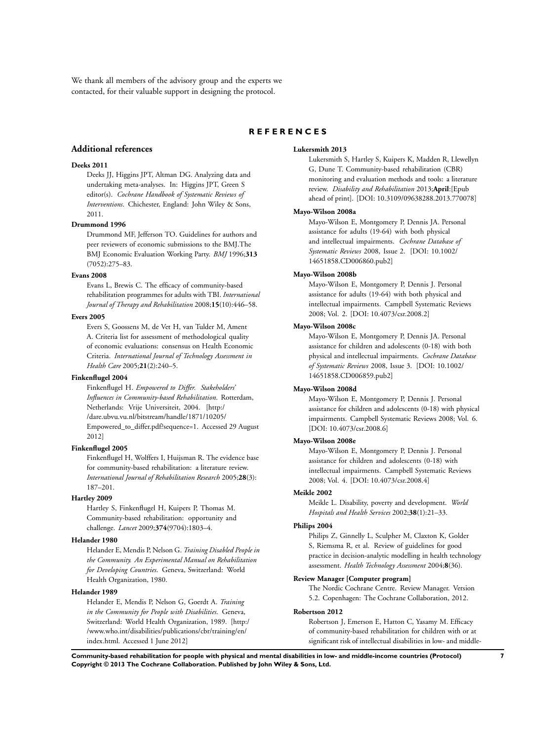We thank all members of the advisory group and the experts we contacted, for their valuable support in designing the protocol.

# REFERENCES

## Additional references

**Deeks 2011**

Deeks JJ, Higgins JPT, Altman DG. Analyzing data and undertaking meta-analyses. In: Higgins JPT, Green S editor(s). *Cochrane Handbook of Systematic Reviews of Interventions*. Chichester, England: John Wiley & Sons, 2011.

**Drummond 1996**

Drummond MF, Jefferson TO. Guidelines for authors and peer reviewers of economic submissions to the BMJ.The BMJ Economic Evaluation Working Party. *BMJ* 1996;**313** (7052):275–83.

**Evans 2008**

Evans L, Brewis C. The efficacy of community-based rehabilitation programmes for adults with TBI. *International Journal of Therapy and Rehabilitation* 2008;**15**(10):446–58.

**Evers 2005**

Evers S, Goossens M, de Vet H, van Tulder M, Ament A. Criteria list for assessment of methodological quality of economic evaluations: consensus on Health Economic Criteria. *International Journal of Technology Assessment in Health Care* 2005;**21**(2):240–5.

**Finkenflugel 2004**

Finkenflugel H. *Empowered to Differ. Stakeholders' Influences in Community-based Rehabilitation*. Rotterdam, Netherlands: Vrije Universiteit, 2004. [http://dare.ubvu.vu.nl/bitstream/handle/1871/10205/Empowered_to_differ.pdf?sequence=1. Accessed 29 August 2012]

**Finkenflugel 2005**

Finkenflugel H, Wolffers I, Huijsman R. The evidence base for community-based rehabilitation: a literature review. *International Journal of Rehabilitation Research* 2005;**28**(3): 187–201.

**Hartley 2009**

Hartley S, Finkenflugel H, Kuipers P, Thomas M. Community-based rehabilitation: opportunity and challenge. *Lancet* 2009;**374**(9704):1803–4.

**Helander 1980**

Helander E, Mendis P, Nelson G. *Training Disabled People in the Community. An Experimental Manual on Rehabilitation for Developing Countries*. Geneva, Switzerland: World Health Organization, 1980.

**Helander 1989**

Helander E, Mendis P, Nelson G, Goerdt A. *Training in the Community for People with Disabilities*. Geneva, Switzerland: World Health Organization, 1989. [http://www.who.int/disabilities/publications/cbr/training/en/index.html. Accessed 1 June 2012]

**Lukersmith 2013**

Lukersmith S, Hartley S, Kuipers K, Madden R, Llewellyn G, Dune T. Community-based rehabilitation (CBR) monitoring and evaluation methods and tools: a literature review. *Disability and Rehabilitation* 2013;**April**:[Epub ahead of print]. [DOI: 10.3109/09638288.2013.770078]

**Mayo-Wilson 2008a**

Mayo-Wilson E, Montgomery P, Dennis JA. Personal assistance for adults (19-64) with both physical and intellectual impairments. *Cochrane Database of Systematic Reviews* 2008, Issue 2. [DOI: 10.1002/14651858.CD006860.pub2]

**Mayo-Wilson 2008b**

Mayo-Wilson E, Montgomery P, Dennis J. Personal assistance for adults (19-64) with both physical and intellectual impairments. Campbell Systematic Reviews 2008; Vol. 2. [DOI: 10.4073/csr.2008.2]

**Mayo-Wilson 2008c**

Mayo-Wilson E, Montgomery P, Dennis JA. Personal assistance for children and adolescents (0-18) with both physical and intellectual impairments. *Cochrane Database of Systematic Reviews* 2008, Issue 3. [DOI: 10.1002/14651858.CD006859.pub2]

**Mayo-Wilson 2008d**

Mayo-Wilson E, Montgomery P, Dennis J. Personal assistance for children and adolescents (0-18) with physical impairments. Campbell Systematic Reviews 2008; Vol. 6. [DOI: 10.4073/csr.2008.6]

**Mayo-Wilson 2008e**

Mayo-Wilson E, Montgomery P, Dennis J. Personal assistance for children and adolescents (0-18) with intellectual impairments. Campbell Systematic Reviews 2008; Vol. 4. [DOI: 10.4073/csr.2008.4]

**Meikle 2002**

Meikle L. Disability, poverty and development. *World Hospitals and Health Services* 2002;**38**(1):21–33.

**Philips 2004**

Philips Z, Ginnelly L, Sculpher M, Claxton K, Golder S, Riemsma R, et al. Review of guidelines for good practice in decision-analytic modelling in health technology assessment. *Health Technology Assessment* 2004;**8**(36).

**Review Manager [Computer program]**

The Nordic Cochrane Centre. Review Manager. Version 5.2. Copenhagen: The Cochrane Collaboration, 2012.

**Robertson 2012**

Robertson J, Emerson E, Hatton C, Yasamy M. Efficacy of community-based rehabilitation for children with or at significant risk of intellectual disabilities in low- and middle-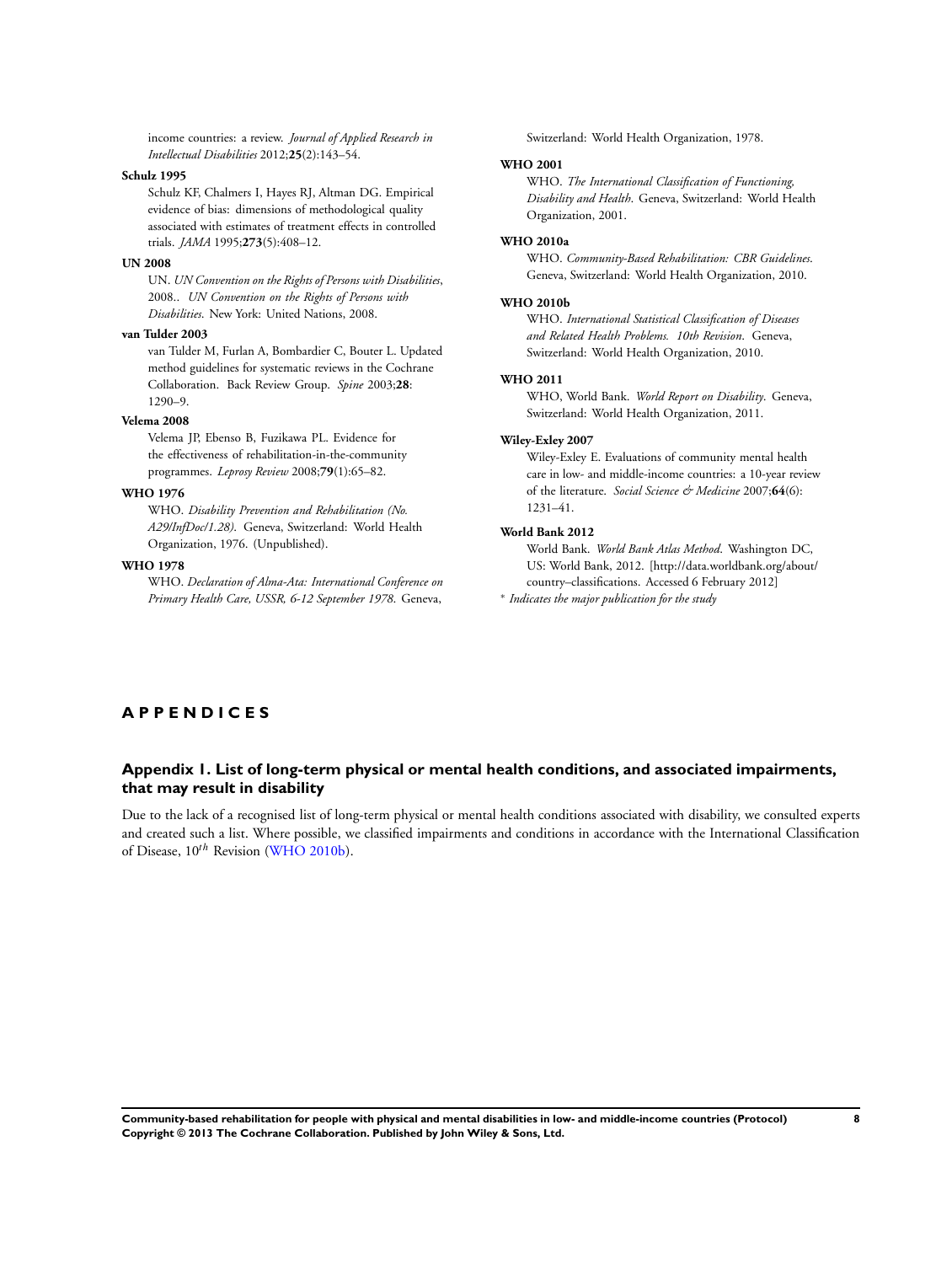income countries: a review. *Journal of Applied Research in Intellectual Disabilities* 2012;**25**(2):143–54.

**Schulz 1995**

Schulz KF, Chalmers I, Hayes RJ, Altman DG. Empirical evidence of bias: dimensions of methodological quality associated with estimates of treatment effects in controlled trials. *JAMA* 1995;**273**(5):408–12.

**UN 2008**

UN. *UN Convention on the Rights of Persons with Disabilities*, 2008.. *UN Convention on the Rights of Persons with Disabilities*. New York: United Nations, 2008.

**van Tulder 2003**

van Tulder M, Furlan A, Bombardier C, Bouter L. Updated method guidelines for systematic reviews in the Cochrane Collaboration. Back Review Group. *Spine* 2003;**28**: 1290–9.

**Velema 2008**

Velema JP, Ebenso B, Fuzikawa PL. Evidence for the effectiveness of rehabilitation-in-the-community programmes. *Leprosy Review* 2008;**79**(1):65–82.

**WHO 1976**

WHO. *Disability Prevention and Rehabilitation (No. A29/InfDoc/1.28)*. Geneva, Switzerland: World Health Organization, 1976. (Unpublished).

**WHO 1978**

WHO. *Declaration of Alma-Ata: International Conference on Primary Health Care, USSR, 6-12 September 1978*. Geneva, Switzerland: World Health Organization, 1978.

**WHO 2001**

WHO. *The International Classification of Functioning, Disability and Health*. Geneva, Switzerland: World Health Organization, 2001.

**WHO 2010a**

WHO. *Community-Based Rehabilitation: CBR Guidelines*. Geneva, Switzerland: World Health Organization, 2010.

**WHO 2010b**

WHO. *International Statistical Classification of Diseases and Related Health Problems. 10th Revision*. Geneva, Switzerland: World Health Organization, 2010.

**WHO 2011**

WHO, World Bank. *World Report on Disability*. Geneva, Switzerland: World Health Organization, 2011.

**Wiley-Exley 2007**

Wiley-Exley E. Evaluations of community mental health care in low- and middle-income countries: a 10-year review of the literature. *Social Science & Medicine* 2007;**64**(6): 1231–41.

**World Bank 2012**

World Bank. *World Bank Atlas Method*. Washington DC, US: World Bank, 2012. [http://data.worldbank.org/about/country–classifications. Accessed 6 February 2012]

\* *Indicates the major publication for the study*

# APPENDICES

## Appendix 1. List of long-term physical or mental health conditions, and associated impairments, that may result in disability

Due to the lack of a recognised list of long-term physical or mental health conditions associated with disability, we consulted experts and created such a list. Where possible, we classified impairments and conditions in accordance with the International Classification of Disease, $10^{th}$ Revision (WHO 2010b).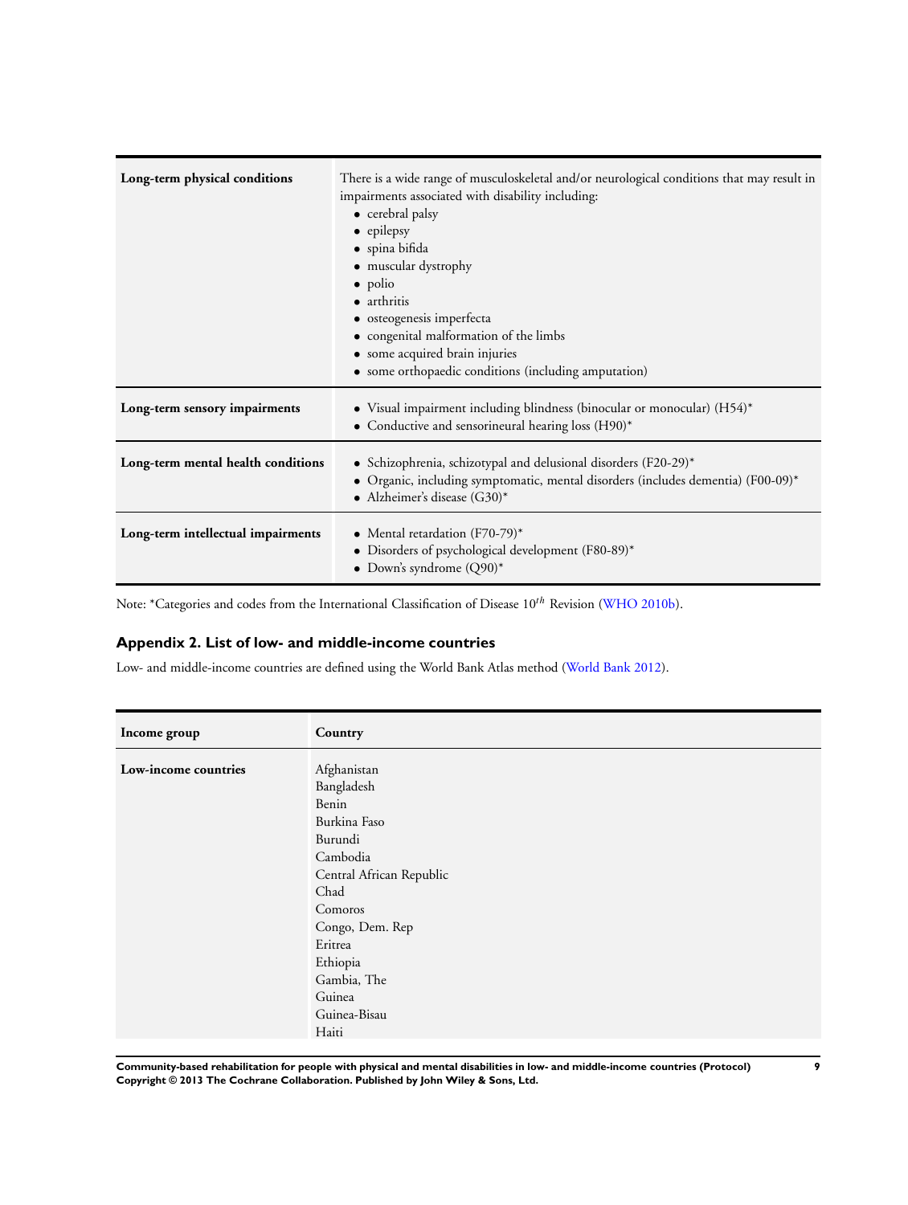| | |
|---|---|
| **Long-term physical conditions** | There is a wide range of musculoskeletal and/or neurological conditions that may result in impairments associated with disability including:<br>• cerebral palsy<br>• epilepsy<br>• spina bifida<br>• muscular dystrophy<br>• polio<br>• arthritis<br>• osteogenesis imperfecta<br>• congenital malformation of the limbs<br>• some acquired brain injuries<br>• some orthopaedic conditions (including amputation) |
| **Long-term sensory impairments** | • Visual impairment including blindness (binocular or monocular) (H54)*<br>• Conductive and sensorineural hearing loss (H90)* |
| **Long-term mental health conditions** | • Schizophrenia, schizotypal and delusional disorders (F20-29)*<br>• Organic, including symptomatic, mental disorders (includes dementia) (F00-09)*<br>• Alzheimer's disease (G30)* |
| **Long-term intellectual impairments** | • Mental retardation (F70-79)*<br>• Disorders of psychological development (F80-89)*<br>• Down's syndrome (Q90)* |

Note: *Categories and codes from the International Classification of Disease 10$^{th}$ Revision (WHO 2010b).

## Appendix 2. List of low- and middle-income countries

Low- and middle-income countries are defined using the World Bank Atlas method (World Bank 2012).

| Income group | Country |
|---|---|
| **Low-income countries** | Afghanistan<br>Bangladesh<br>Benin<br>Burkina Faso<br>Burundi<br>Cambodia<br>Central African Republic<br>Chad<br>Comoros<br>Congo, Dem. Rep<br>Eritrea<br>Ethiopia<br>Gambia, The<br>Guinea<br>Guinea-Bisau<br>Haiti |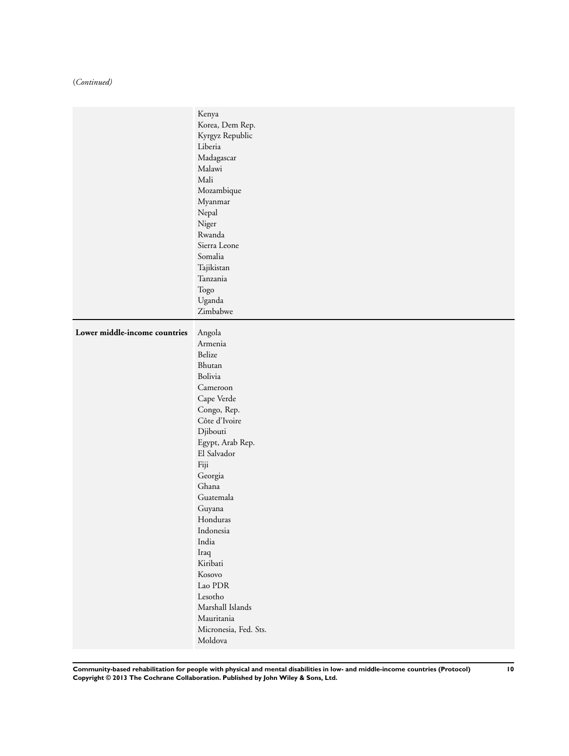(*Continued*)

| | |
|---|---|
| | Kenya<br>Korea, Dem Rep.<br>Kyrgyz Republic<br>Liberia<br>Madagascar<br>Malawi<br>Mali<br>Mozambique<br>Myanmar<br>Nepal<br>Niger<br>Rwanda<br>Sierra Leone<br>Somalia<br>Tajikistan<br>Tanzania<br>Togo<br>Uganda<br>Zimbabwe |
| **Lower middle-income countries** | Angola<br>Armenia<br>Belize<br>Bhutan<br>Bolivia<br>Cameroon<br>Cape Verde<br>Congo, Rep.<br>Côte d'Ivoire<br>Djibouti<br>Egypt, Arab Rep.<br>El Salvador<br>Fiji<br>Georgia<br>Ghana<br>Guatemala<br>Guyana<br>Honduras<br>Indonesia<br>India<br>Iraq<br>Kiribati<br>Kosovo<br>Lao PDR<br>Lesotho<br>Marshall Islands<br>Mauritania<br>Micronesia, Fed. Sts.<br>Moldova |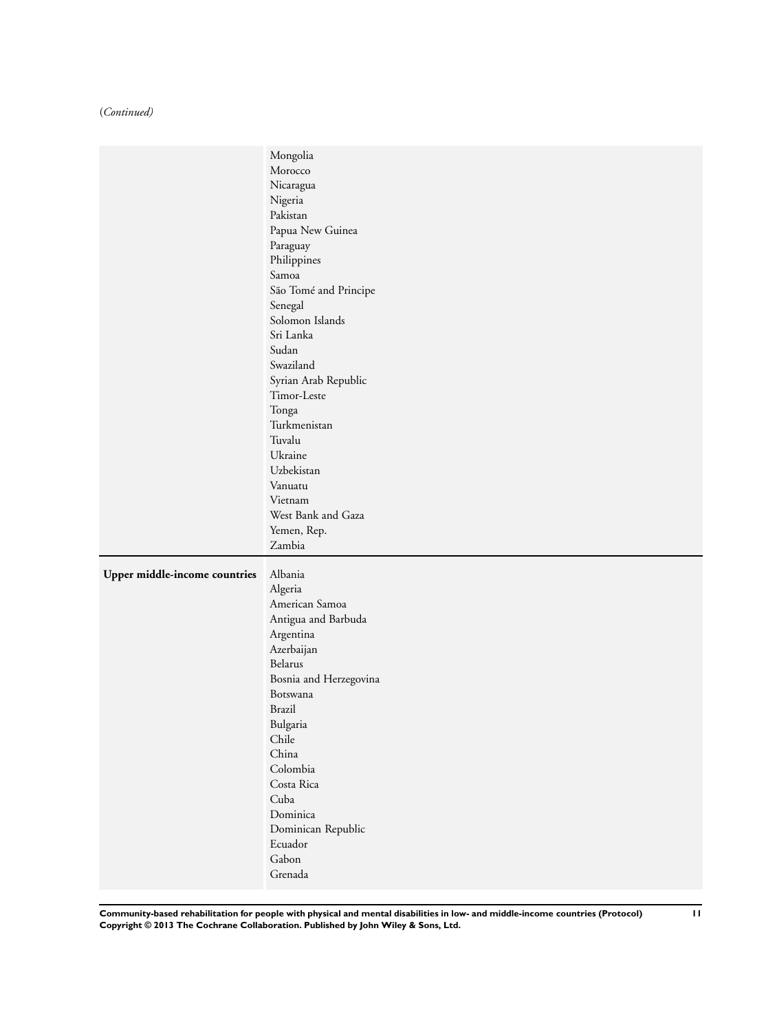(*Continued*)

| | |
|---|---|
| | Mongolia<br>Morocco<br>Nicaragua<br>Nigeria<br>Pakistan<br>Papua New Guinea<br>Paraguay<br>Philippines<br>Samoa<br>São Tomé and Principe<br>Senegal<br>Solomon Islands<br>Sri Lanka<br>Sudan<br>Swaziland<br>Syrian Arab Republic<br>Timor-Leste<br>Tonga<br>Turkmenistan<br>Tuvalu<br>Ukraine<br>Uzbekistan<br>Vanuatu<br>Vietnam<br>West Bank and Gaza<br>Yemen, Rep.<br>Zambia |
| **Upper middle-income countries** | Albania<br>Algeria<br>American Samoa<br>Antigua and Barbuda<br>Argentina<br>Azerbaijan<br>Belarus<br>Bosnia and Herzegovina<br>Botswana<br>Brazil<br>Bulgaria<br>Chile<br>China<br>Colombia<br>Costa Rica<br>Cuba<br>Dominica<br>Dominican Republic<br>Ecuador<br>Gabon<br>Grenada |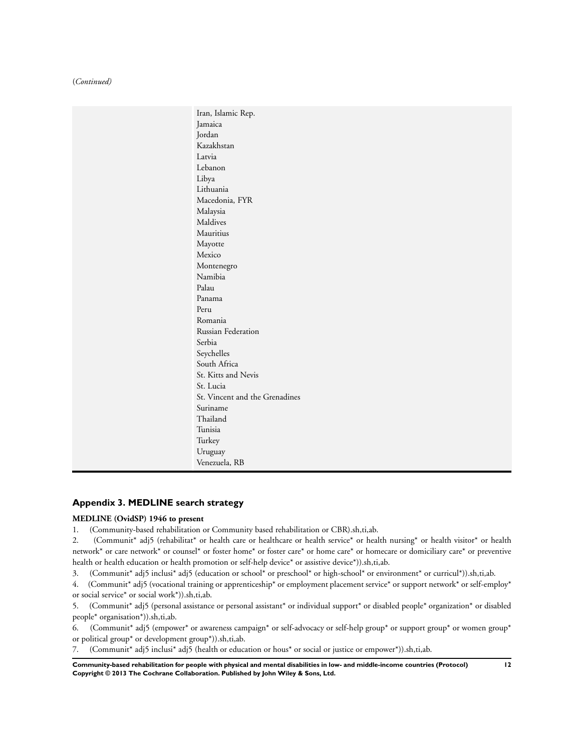(*Continued*)

| | |
|---|---|
| | Iran, Islamic Rep.<br>Jamaica<br>Jordan<br>Kazakhstan<br>Latvia<br>Lebanon<br>Libya<br>Lithuania<br>Macedonia, FYR<br>Malaysia<br>Maldives<br>Mauritius<br>Mayotte<br>Mexico<br>Montenegro<br>Namibia<br>Palau<br>Panama<br>Peru<br>Romania<br>Russian Federation<br>Serbia<br>Seychelles<br>South Africa<br>St. Kitts and Nevis<br>St. Lucia<br>St. Vincent and the Grenadines<br>Suriname<br>Thailand<br>Tunisia<br>Turkey<br>Uruguay<br>Venezuela, RB |

## Appendix 3. MEDLINE search strategy

**MEDLINE (OvidSP) 1946 to present**

1. (Community-based rehabilitation or Community based rehabilitation or CBR).sh,ti,ab.
2. (Communit* adj5 (rehabilitat* or health care or healthcare or health service* or health nursing* or health visitor* or health network* or care network* or counsel* or foster home* or foster care* or home care* or homecare or domiciliary care* or preventive health or health education or health promotion or self-help device* or assistive device*)).sh,ti,ab.
3. (Communit* adj5 inclusi* adj5 (education or school* or preschool* or high-school* or environment* or curricul*)).sh,ti,ab.
4. (Communit* adj5 (vocational training or apprenticeship* or employment placement service* or support network* or self-employ* or social service* or social work*)).sh,ti,ab.
5. (Communit* adj5 (personal assistance or personal assistant* or individual support* or disabled people* organization* or disabled people* organisation*)).sh,ti,ab.
6. (Communit* adj5 (empower* or awareness campaign* or self-advocacy or self-help group* or support group* or women group* or political group* or development group*)).sh,ti,ab.
7. (Communit* adj5 inclusi* adj5 (health or education or hous* or social or justice or empower*)).sh,ti,ab.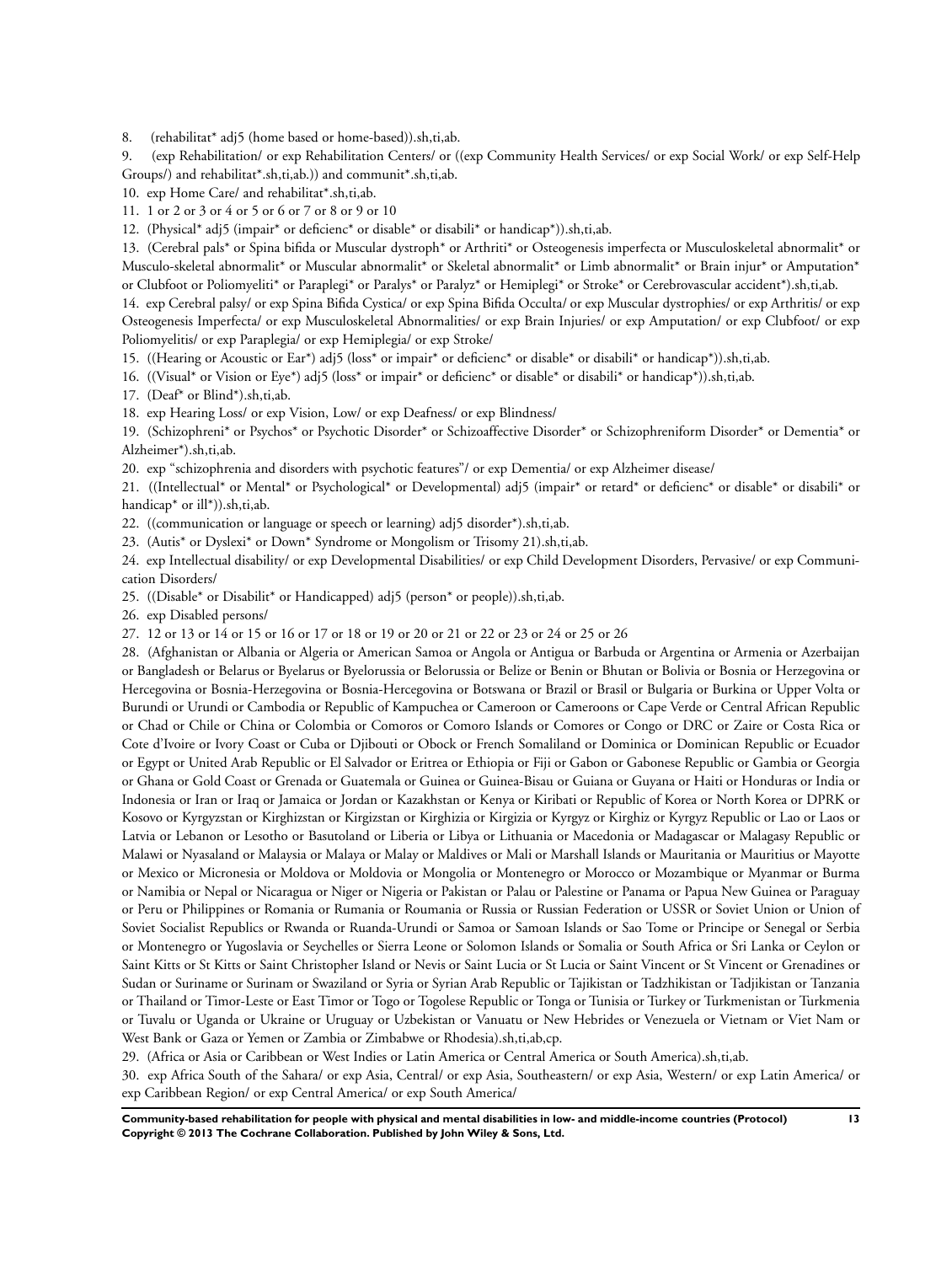8. (rehabilitat* adj5 (home based or home-based)).sh,ti,ab.

9. (exp Rehabilitation/ or exp Rehabilitation Centers/ or ((exp Community Health Services/ or exp Social Work/ or exp Self-Help Groups/) and rehabilitat*.sh,ti,ab.)) and communit*.sh,ti,ab.

10. exp Home Care/ and rehabilitat*.sh,ti,ab.

11. 1 or 2 or 3 or 4 or 5 or 6 or 7 or 8 or 9 or 10

12. (Physical* adj5 (impair* or deficienc* or disable* or disabili* or handicap*)).sh,ti,ab.

13. (Cerebral pals* or Spina bifida or Muscular dystroph* or Arthriti* or Osteogenesis imperfecta or Musculoskeletal abnormalit* or Musculo-skeletal abnormalit* or Muscular abnormalit* or Skeletal abnormalit* or Limb abnormalit* or Brain injur* or Amputation* or Clubfoot or Poliomyeliti* or Paraplegi* or Paralys* or Paralyz* or Hemiplegi* or Stroke* or Cerebrovascular accident*).sh,ti,ab.

14. exp Cerebral palsy/ or exp Spina Bifida Cystica/ or exp Spina Bifida Occulta/ or exp Muscular dystrophies/ or exp Arthritis/ or exp Osteogenesis Imperfecta/ or exp Musculoskeletal Abnormalities/ or exp Brain Injuries/ or exp Amputation/ or exp Clubfoot/ or exp Poliomyelitis/ or exp Paraplegia/ or exp Hemiplegia/ or exp Stroke/

15. ((Hearing or Acoustic or Ear*) adj5 (loss* or impair* or deficienc* or disable* or disabili* or handicap*)).sh,ti,ab.

16. ((Visual* or Vision or Eye*) adj5 (loss* or impair* or deficienc* or disable* or disabili* or handicap*)).sh,ti,ab.

17. (Deaf* or Blind*).sh,ti,ab.

18. exp Hearing Loss/ or exp Vision, Low/ or exp Deafness/ or exp Blindness/

19. (Schizophreni* or Psychos* or Psychotic Disorder* or Schizoaffective Disorder* or Schizophreniform Disorder* or Dementia* or Alzheimer*).sh,ti,ab.

20. exp "schizophrenia and disorders with psychotic features"/ or exp Dementia/ or exp Alzheimer disease/

21. ((Intellectual* or Mental* or Psychological* or Developmental) adj5 (impair* or retard* or deficienc* or disable* or disabili* or handicap* or ill*)).sh,ti,ab.

22. ((communication or language or speech or learning) adj5 disorder*).sh,ti,ab.

23. (Autis* or Dyslexi* or Down* Syndrome or Mongolism or Trisomy 21).sh,ti,ab.

24. exp Intellectual disability/ or exp Developmental Disabilities/ or exp Child Development Disorders, Pervasive/ or exp Communication Disorders/

25. ((Disable* or Disabilit* or Handicapped) adj5 (person* or people)).sh,ti,ab.

26. exp Disabled persons/

27. 12 or 13 or 14 or 15 or 16 or 17 or 18 or 19 or 20 or 21 or 22 or 23 or 24 or 25 or 26

28. (Afghanistan or Albania or Algeria or American Samoa or Angola or Antigua or Barbuda or Argentina or Armenia or Azerbaijan or Bangladesh or Belarus or Byelarus or Byelorussia or Belorussia or Belize or Benin or Bhutan or Bolivia or Bosnia or Herzegovina or Hercegovina or Bosnia-Herzegovina or Bosnia-Hercegovina or Botswana or Brazil or Brasil or Bulgaria or Burkina or Upper Volta or Burundi or Urundi or Cambodia or Republic of Kampuchea or Cameroon or Cameroons or Cape Verde or Central African Republic or Chad or Chile or China or Colombia or Comoros or Comoro Islands or Comores or Congo or DRC or Zaire or Costa Rica or Cote d'Ivoire or Ivory Coast or Cuba or Djibouti or Obock or French Somaliland or Dominica or Dominican Republic or Ecuador or Egypt or United Arab Republic or El Salvador or Eritrea or Ethiopia or Fiji or Gabon or Gabonese Republic or Gambia or Georgia or Ghana or Gold Coast or Grenada or Guatemala or Guinea or Guinea-Bisau or Guiana or Guyana or Haiti or Honduras or India or Indonesia or Iran or Iraq or Jamaica or Jordan or Kazakhstan or Kenya or Kiribati or Republic of Korea or North Korea or DPRK or Kosovo or Kyrgyzstan or Kirghizstan or Kirgizstan or Kirghizia or Kirgizia or Kyrgyz or Kirghiz or Kyrgyz Republic or Lao or Laos or Latvia or Lebanon or Lesotho or Basutoland or Liberia or Libya or Lithuania or Macedonia or Madagascar or Malagasy Republic or Malawi or Nyasaland or Malaysia or Malaya or Malay or Maldives or Mali or Marshall Islands or Mauritania or Mauritius or Mayotte or Mexico or Micronesia or Moldova or Moldovia or Mongolia or Montenegro or Morocco or Mozambique or Myanmar or Burma or Namibia or Nepal or Nicaragua or Niger or Nigeria or Pakistan or Palau or Palestine or Panama or Papua New Guinea or Paraguay or Peru or Philippines or Romania or Rumania or Roumania or Russia or Russian Federation or USSR or Soviet Union or Union of Soviet Socialist Republics or Rwanda or Ruanda-Urundi or Samoa or Samoan Islands or Sao Tome or Principe or Senegal or Serbia or Montenegro or Yugoslavia or Seychelles or Sierra Leone or Solomon Islands or Somalia or South Africa or Sri Lanka or Ceylon or Saint Kitts or St Kitts or Saint Christopher Island or Nevis or Saint Lucia or St Lucia or Saint Vincent or St Vincent or Grenadines or Sudan or Suriname or Surinam or Swaziland or Syria or Syrian Arab Republic or Tajikistan or Tadzhikistan or Tadjikistan or Tanzania or Thailand or Timor-Leste or East Timor or Togo or Togolese Republic or Tonga or Tunisia or Turkey or Turkmenistan or Turkmenia or Tuvalu or Uganda or Ukraine or Uruguay or Uzbekistan or Vanuatu or New Hebrides or Venezuela or Vietnam or Viet Nam or West Bank or Gaza or Yemen or Zambia or Zimbabwe or Rhodesia).sh,ti,ab,cp.

29. (Africa or Asia or Caribbean or West Indies or Latin America or Central America or South America).sh,ti,ab.

30. exp Africa South of the Sahara/ or exp Asia, Central/ or exp Asia, Southeastern/ or exp Asia, Western/ or exp Latin America/ or exp Caribbean Region/ or exp Central America/ or exp South America/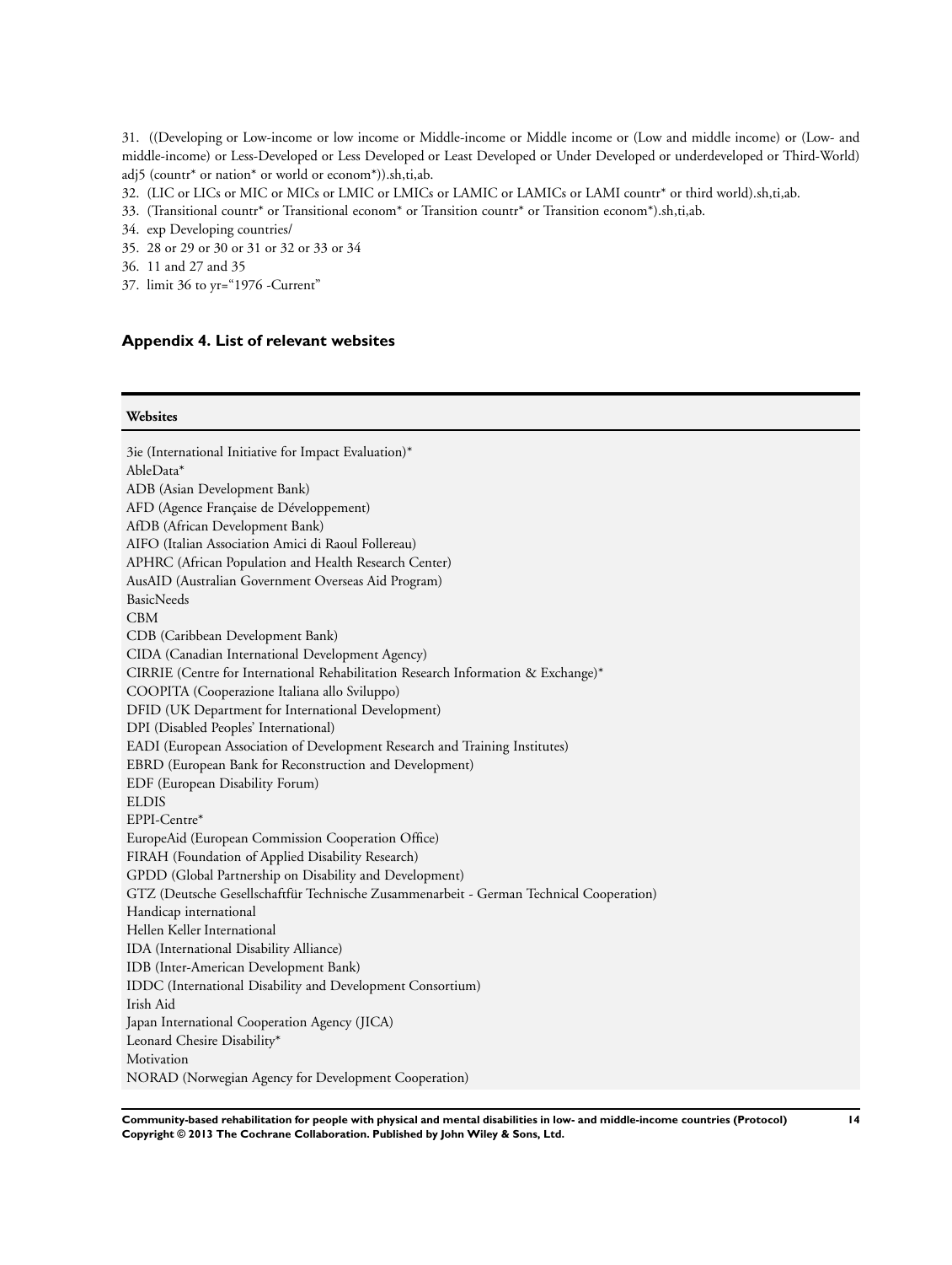31. ((Developing or Low-income or low income or Middle-income or Middle income or (Low and middle income) or (Low- and middle-income) or Less-Developed or Less Developed or Least Developed or Under Developed or underdeveloped or Third-World) adj5 (countr* or nation* or world or econom*)).sh,ti,ab.
32. (LIC or LICs or MIC or MICs or LMIC or LMICs or LAMIC or LAMICs or LAMI countr* or third world).sh,ti,ab.
33. (Transitional countr* or Transitional econom* or Transition countr* or Transition econom*).sh,ti,ab.
34. exp Developing countries/
35. 28 or 29 or 30 or 31 or 32 or 33 or 34
36. 11 and 27 and 35
37. limit 36 to yr="1976 -Current"

## Appendix 4. List of relevant websites

| Websites |
| --- |
| 3ie (International Initiative for Impact Evaluation)* |
| AbleData* |
| ADB (Asian Development Bank) |
| AFD (Agence Française de Développement) |
| AfDB (African Development Bank) |
| AIFO (Italian Association Amici di Raoul Follereau) |
| APHRC (African Population and Health Research Center) |
| AusAID (Australian Government Overseas Aid Program) |
| BasicNeeds |
| CBM |
| CDB (Caribbean Development Bank) |
| CIDA (Canadian International Development Agency) |
| CIRRIE (Centre for International Rehabilitation Research Information & Exchange)* |
| COOPITA (Cooperazione Italiana allo Sviluppo) |
| DFID (UK Department for International Development) |
| DPI (Disabled Peoples' International) |
| EADI (European Association of Development Research and Training Institutes) |
| EBRD (European Bank for Reconstruction and Development) |
| EDF (European Disability Forum) |
| ELDIS |
| EPPI-Centre* |
| EuropeAid (European Commission Cooperation Office) |
| FIRAH (Foundation of Applied Disability Research) |
| GPDD (Global Partnership on Disability and Development) |
| GTZ (Deutsche Gesellschaftfür Technische Zusammenarbeit - German Technical Cooperation) |
| Handicap international |
| Hellen Keller International |
| IDA (International Disability Alliance) |
| IDB (Inter-American Development Bank) |
| IDDC (International Disability and Development Consortium) |
| Irish Aid |
| Japan International Cooperation Agency (JICA) |
| Leonard Chesire Disability* |
| Motivation |
| NORAD (Norwegian Agency for Development Cooperation) |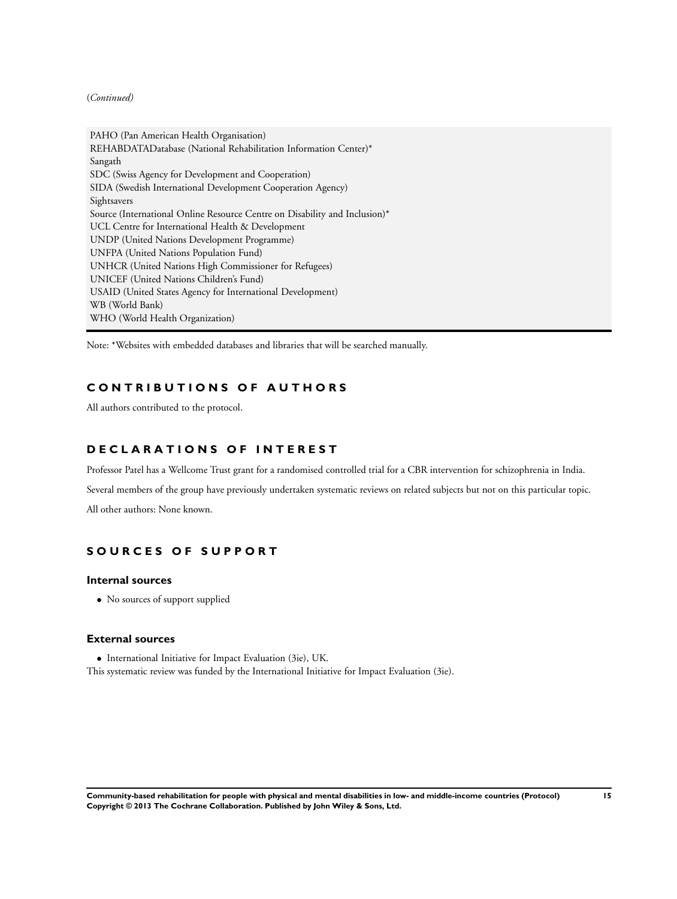(*Continued*)

| |
|---|
| PAHO (Pan American Health Organisation) |
| REHABDATADatabase (National Rehabilitation Information Center)* |
| Sangath |
| SDC (Swiss Agency for Development and Cooperation) |
| SIDA (Swedish International Development Cooperation Agency) |
| Sightsavers |
| Source (International Online Resource Centre on Disability and Inclusion)* |
| UCL Centre for International Health & Development |
| UNDP (United Nations Development Programme) |
| UNFPA (United Nations Population Fund) |
| UNHCR (United Nations High Commissioner for Refugees) |
| UNICEF (United Nations Children's Fund) |
| USAID (United States Agency for International Development) |
| WB (World Bank) |
| WHO (World Health Organization) |

Note: *Websites with embedded databases and libraries that will be searched manually.

## CONTRIBUTIONS OF AUTHORS

All authors contributed to the protocol.

## DECLARATIONS OF INTEREST

Professor Patel has a Wellcome Trust grant for a randomised controlled trial for a CBR intervention for schizophrenia in India.

Several members of the group have previously undertaken systematic reviews on related subjects but not on this particular topic.

All other authors: None known.

## SOURCES OF SUPPORT

### Internal sources

- No sources of support supplied

### External sources

- International Initiative for Impact Evaluation (3ie), UK.

This systematic review was funded by the International Initiative for Impact Evaluation (3ie).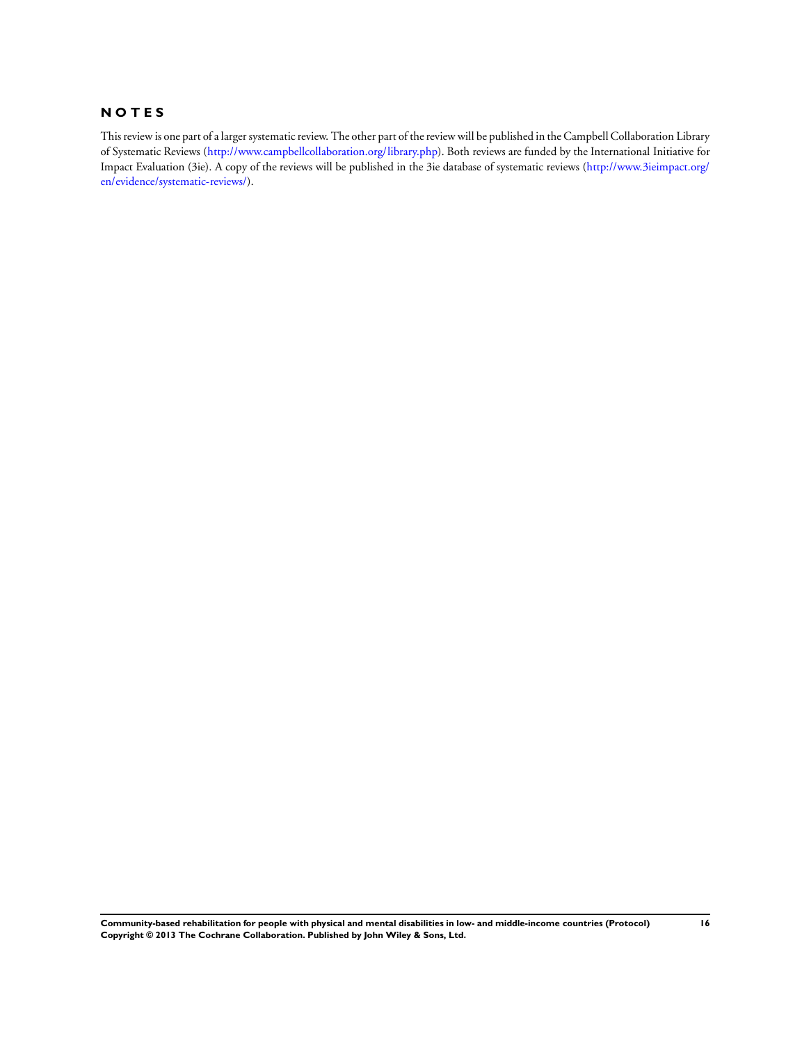## NOTES

This review is one part of a larger systematic review. The other part of the review will be published in the Campbell Collaboration Library of Systematic Reviews (http://www.campbellcollaboration.org/library.php). Both reviews are funded by the International Initiative for Impact Evaluation (3ie). A copy of the reviews will be published in the 3ie database of systematic reviews (http://www.3ieimpact.org/en/evidence/systematic-reviews/).